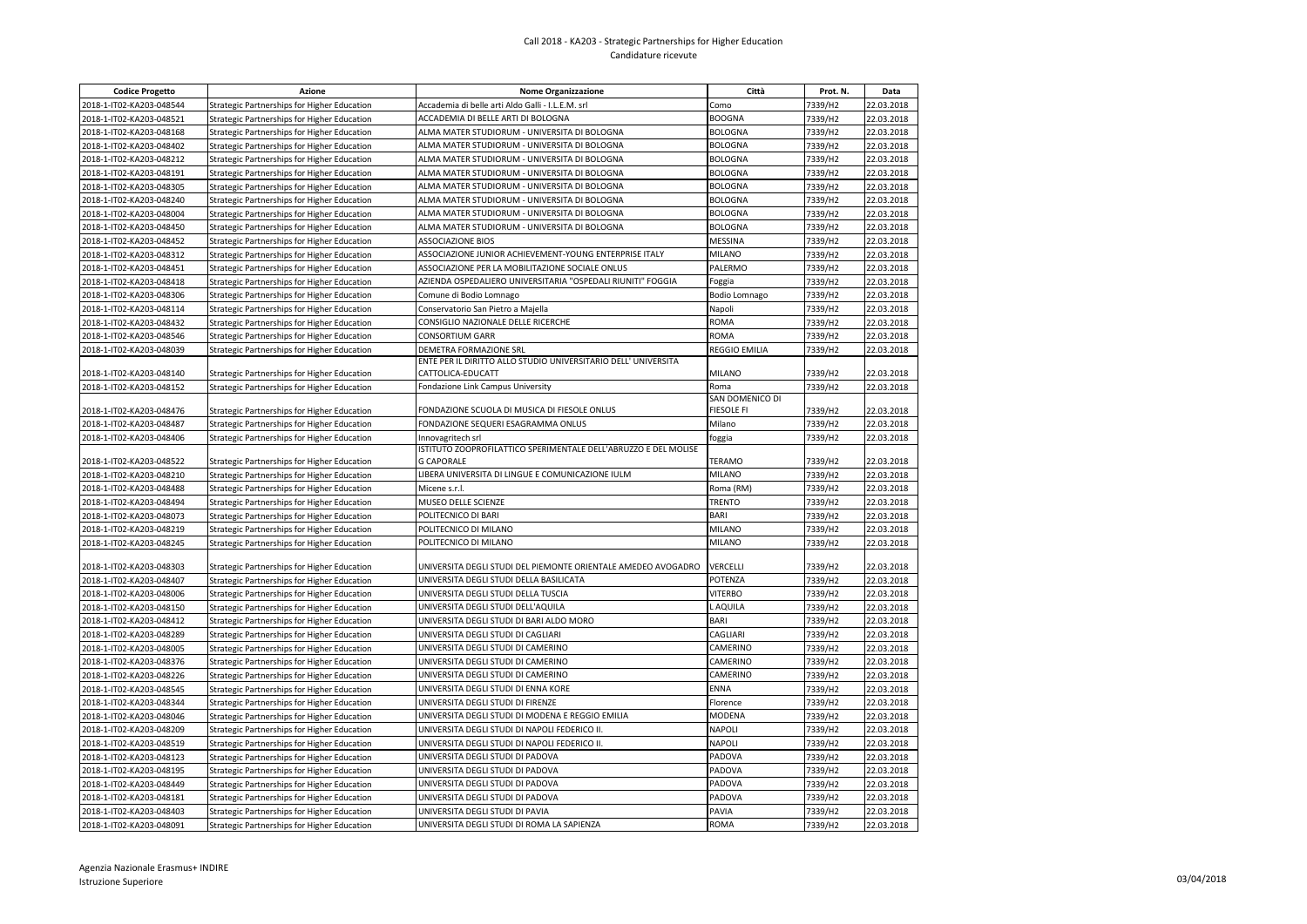# Call 2018 - KA203 - Strategic Partnerships for Higher Education

## Candidature ricevute

| Codice Progetto | Azione | Nome Organizzazione | Città | Prot. N. | Data |
|---|---|---|---|---|---|
| 2018-1-IT02-KA203-048544 | Strategic Partnerships for Higher Education | Accademia di belle arti Aldo Galli - I.L.E.M. srl | Como | 7339/H2 | 22.03.2018 |
| 2018-1-IT02-KA203-048521 | Strategic Partnerships for Higher Education | ACCADEMIA DI BELLE ARTI DI BOLOGNA | BOOGNA | 7339/H2 | 22.03.2018 |
| 2018-1-IT02-KA203-048168 | Strategic Partnerships for Higher Education | ALMA MATER STUDIORUM - UNIVERSITA DI BOLOGNA | BOLOGNA | 7339/H2 | 22.03.2018 |
| 2018-1-IT02-KA203-048402 | Strategic Partnerships for Higher Education | ALMA MATER STUDIORUM - UNIVERSITA DI BOLOGNA | BOLOGNA | 7339/H2 | 22.03.2018 |
| 2018-1-IT02-KA203-048212 | Strategic Partnerships for Higher Education | ALMA MATER STUDIORUM - UNIVERSITA DI BOLOGNA | BOLOGNA | 7339/H2 | 22.03.2018 |
| 2018-1-IT02-KA203-048191 | Strategic Partnerships for Higher Education | ALMA MATER STUDIORUM - UNIVERSITA DI BOLOGNA | BOLOGNA | 7339/H2 | 22.03.2018 |
| 2018-1-IT02-KA203-048305 | Strategic Partnerships for Higher Education | ALMA MATER STUDIORUM - UNIVERSITA DI BOLOGNA | BOLOGNA | 7339/H2 | 22.03.2018 |
| 2018-1-IT02-KA203-048240 | Strategic Partnerships for Higher Education | ALMA MATER STUDIORUM - UNIVERSITA DI BOLOGNA | BOLOGNA | 7339/H2 | 22.03.2018 |
| 2018-1-IT02-KA203-048004 | Strategic Partnerships for Higher Education | ALMA MATER STUDIORUM - UNIVERSITA DI BOLOGNA | BOLOGNA | 7339/H2 | 22.03.2018 |
| 2018-1-IT02-KA203-048450 | Strategic Partnerships for Higher Education | ALMA MATER STUDIORUM - UNIVERSITA DI BOLOGNA | BOLOGNA | 7339/H2 | 22.03.2018 |
| 2018-1-IT02-KA203-048452 | Strategic Partnerships for Higher Education | ASSOCIAZIONE BIOS | MESSINA | 7339/H2 | 22.03.2018 |
| 2018-1-IT02-KA203-048312 | Strategic Partnerships for Higher Education | ASSOCIAZIONE JUNIOR ACHIEVEMENT-YOUNG ENTERPRISE ITALY | MILANO | 7339/H2 | 22.03.2018 |
| 2018-1-IT02-KA203-048451 | Strategic Partnerships for Higher Education | ASSOCIAZIONE PER LA MOBILITAZIONE SOCIALE ONLUS | PALERMO | 7339/H2 | 22.03.2018 |
| 2018-1-IT02-KA203-048418 | Strategic Partnerships for Higher Education | AZIENDA OSPEDALIERO UNIVERSITARIA "OSPEDALI RIUNITI" FOGGIA | Foggia | 7339/H2 | 22.03.2018 |
| 2018-1-IT02-KA203-048306 | Strategic Partnerships for Higher Education | Comune di Bodio Lomnago | Bodio Lomnago | 7339/H2 | 22.03.2018 |
| 2018-1-IT02-KA203-048114 | Strategic Partnerships for Higher Education | Conservatorio San Pietro a Majella | Napoli | 7339/H2 | 22.03.2018 |
| 2018-1-IT02-KA203-048432 | Strategic Partnerships for Higher Education | CONSIGLIO NAZIONALE DELLE RICERCHE | ROMA | 7339/H2 | 22.03.2018 |
| 2018-1-IT02-KA203-048546 | Strategic Partnerships for Higher Education | CONSORTIUM GARR | ROMA | 7339/H2 | 22.03.2018 |
| 2018-1-IT02-KA203-048039 | Strategic Partnerships for Higher Education | DEMETRA FORMAZIONE SRL | REGGIO EMILIA | 7339/H2 | 22.03.2018 |
| 2018-1-IT02-KA203-048140 | Strategic Partnerships for Higher Education | ENTE PER IL DIRITTO ALLO STUDIO UNIVERSITARIO DELL' UNIVERSITA CATTOLICA-EDUCATT | MILANO | 7339/H2 | 22.03.2018 |
| 2018-1-IT02-KA203-048152 | Strategic Partnerships for Higher Education | Fondazione Link Campus University | Roma | 7339/H2 | 22.03.2018 |
| 2018-1-IT02-KA203-048476 | Strategic Partnerships for Higher Education | FONDAZIONE SCUOLA DI MUSICA DI FIESOLE ONLUS | SAN DOMENICO DI FIESOLE FI | 7339/H2 | 22.03.2018 |
| 2018-1-IT02-KA203-048487 | Strategic Partnerships for Higher Education | FONDAZIONE SEQUERI ESAGRAMMA ONLUS | Milano | 7339/H2 | 22.03.2018 |
| 2018-1-IT02-KA203-048406 | Strategic Partnerships for Higher Education | Innovagritech srl | foggia | 7339/H2 | 22.03.2018 |
| 2018-1-IT02-KA203-048522 | Strategic Partnerships for Higher Education | ISTITUTO ZOOPROFILATTICO SPERIMENTALE DELL'ABRUZZO E DEL MOLISE G CAPORALE | TERAMO | 7339/H2 | 22.03.2018 |
| 2018-1-IT02-KA203-048210 | Strategic Partnerships for Higher Education | LIBERA UNIVERSITA DI LINGUE E COMUNICAZIONE IULM | MILANO | 7339/H2 | 22.03.2018 |
| 2018-1-IT02-KA203-048488 | Strategic Partnerships for Higher Education | Micene s.r.l. | Roma (RM) | 7339/H2 | 22.03.2018 |
| 2018-1-IT02-KA203-048494 | Strategic Partnerships for Higher Education | MUSEO DELLE SCIENZE | TRENTO | 7339/H2 | 22.03.2018 |
| 2018-1-IT02-KA203-048073 | Strategic Partnerships for Higher Education | POLITECNICO DI BARI | BARI | 7339/H2 | 22.03.2018 |
| 2018-1-IT02-KA203-048219 | Strategic Partnerships for Higher Education | POLITECNICO DI MILANO | MILANO | 7339/H2 | 22.03.2018 |
| 2018-1-IT02-KA203-048245 | Strategic Partnerships for Higher Education | POLITECNICO DI MILANO | MILANO | 7339/H2 | 22.03.2018 |
| 2018-1-IT02-KA203-048303 | Strategic Partnerships for Higher Education | UNIVERSITA DEGLI STUDI DEL PIEMONTE ORIENTALE AMEDEO AVOGADRO | VERCELLI | 7339/H2 | 22.03.2018 |
| 2018-1-IT02-KA203-048407 | Strategic Partnerships for Higher Education | UNIVERSITA DEGLI STUDI DELLA BASILICATA | POTENZA | 7339/H2 | 22.03.2018 |
| 2018-1-IT02-KA203-048006 | Strategic Partnerships for Higher Education | UNIVERSITA DEGLI STUDI DELLA TUSCIA | VITERBO | 7339/H2 | 22.03.2018 |
| 2018-1-IT02-KA203-048150 | Strategic Partnerships for Higher Education | UNIVERSITA DEGLI STUDI DELL'AQUILA | L AQUILA | 7339/H2 | 22.03.2018 |
| 2018-1-IT02-KA203-048412 | Strategic Partnerships for Higher Education | UNIVERSITA DEGLI STUDI DI BARI ALDO MORO | BARI | 7339/H2 | 22.03.2018 |
| 2018-1-IT02-KA203-048289 | Strategic Partnerships for Higher Education | UNIVERSITA DEGLI STUDI DI CAGLIARI | CAGLIARI | 7339/H2 | 22.03.2018 |
| 2018-1-IT02-KA203-048005 | Strategic Partnerships for Higher Education | UNIVERSITA DEGLI STUDI DI CAMERINO | CAMERINO | 7339/H2 | 22.03.2018 |
| 2018-1-IT02-KA203-048376 | Strategic Partnerships for Higher Education | UNIVERSITA DEGLI STUDI DI CAMERINO | CAMERINO | 7339/H2 | 22.03.2018 |
| 2018-1-IT02-KA203-048226 | Strategic Partnerships for Higher Education | UNIVERSITA DEGLI STUDI DI CAMERINO | CAMERINO | 7339/H2 | 22.03.2018 |
| 2018-1-IT02-KA203-048545 | Strategic Partnerships for Higher Education | UNIVERSITA DEGLI STUDI DI ENNA KORE | ENNA | 7339/H2 | 22.03.2018 |
| 2018-1-IT02-KA203-048344 | Strategic Partnerships for Higher Education | UNIVERSITA DEGLI STUDI DI FIRENZE | Florence | 7339/H2 | 22.03.2018 |
| 2018-1-IT02-KA203-048046 | Strategic Partnerships for Higher Education | UNIVERSITA DEGLI STUDI DI MODENA E REGGIO EMILIA | MODENA | 7339/H2 | 22.03.2018 |
| 2018-1-IT02-KA203-048209 | Strategic Partnerships for Higher Education | UNIVERSITA DEGLI STUDI DI NAPOLI FEDERICO II. | NAPOLI | 7339/H2 | 22.03.2018 |
| 2018-1-IT02-KA203-048519 | Strategic Partnerships for Higher Education | UNIVERSITA DEGLI STUDI DI NAPOLI FEDERICO II. | NAPOLI | 7339/H2 | 22.03.2018 |
| 2018-1-IT02-KA203-048123 | Strategic Partnerships for Higher Education | UNIVERSITA DEGLI STUDI DI PADOVA | PADOVA | 7339/H2 | 22.03.2018 |
| 2018-1-IT02-KA203-048195 | Strategic Partnerships for Higher Education | UNIVERSITA DEGLI STUDI DI PADOVA | PADOVA | 7339/H2 | 22.03.2018 |
| 2018-1-IT02-KA203-048449 | Strategic Partnerships for Higher Education | UNIVERSITA DEGLI STUDI DI PADOVA | PADOVA | 7339/H2 | 22.03.2018 |
| 2018-1-IT02-KA203-048181 | Strategic Partnerships for Higher Education | UNIVERSITA DEGLI STUDI DI PADOVA | PADOVA | 7339/H2 | 22.03.2018 |
| 2018-1-IT02-KA203-048403 | Strategic Partnerships for Higher Education | UNIVERSITA DEGLI STUDI DI PAVIA | PAVIA | 7339/H2 | 22.03.2018 |
| 2018-1-IT02-KA203-048091 | Strategic Partnerships for Higher Education | UNIVERSITA DEGLI STUDI DI ROMA LA SAPIENZA | ROMA | 7339/H2 | 22.03.2018 |

Agenzia Nazionale Erasmus+ INDIRE
Istruzione Superiore

03/04/2018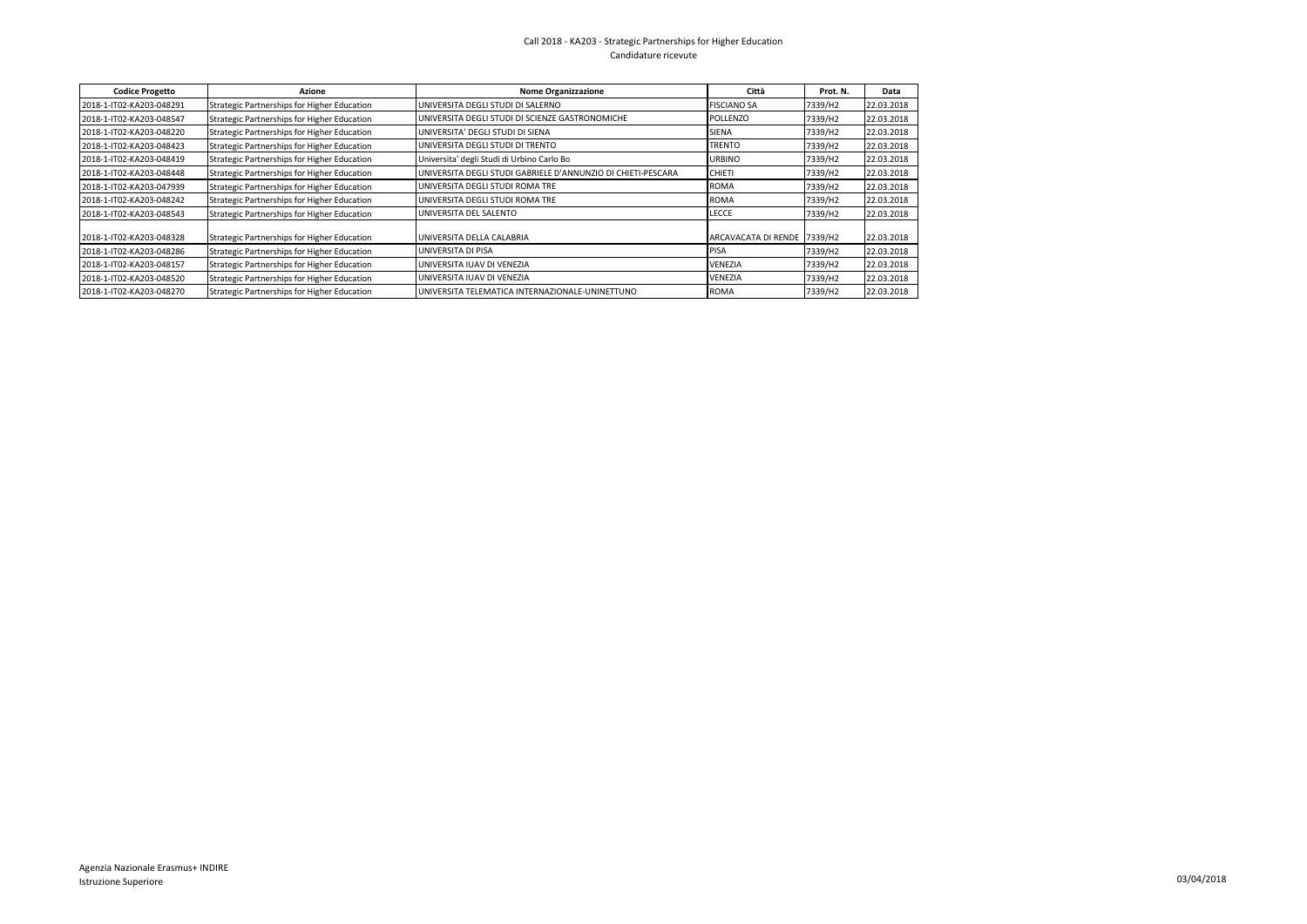Call 2018 - KA203 - Strategic Partnerships for Higher Education

Candidature ricevute

| Codice Progetto | Azione | Nome Organizzazione | Città | Prot. N. | Data |
|---|---|---|---|---|---|
| 2018-1-IT02-KA203-048291 | Strategic Partnerships for Higher Education | UNIVERSITA DEGLI STUDI DI SALERNO | FISCIANO SA | 7339/H2 | 22.03.2018 |
| 2018-1-IT02-KA203-048547 | Strategic Partnerships for Higher Education | UNIVERSITA DEGLI STUDI DI SCIENZE GASTRONOMICHE | POLLENZO | 7339/H2 | 22.03.2018 |
| 2018-1-IT02-KA203-048220 | Strategic Partnerships for Higher Education | UNIVERSITA' DEGLI STUDI DI SIENA | SIENA | 7339/H2 | 22.03.2018 |
| 2018-1-IT02-KA203-048423 | Strategic Partnerships for Higher Education | UNIVERSITA DEGLI STUDI DI TRENTO | TRENTO | 7339/H2 | 22.03.2018 |
| 2018-1-IT02-KA203-048419 | Strategic Partnerships for Higher Education | Universita' degli Studi di Urbino Carlo Bo | URBINO | 7339/H2 | 22.03.2018 |
| 2018-1-IT02-KA203-048448 | Strategic Partnerships for Higher Education | UNIVERSITA DEGLI STUDI GABRIELE D'ANNUNZIO DI CHIETI-PESCARA | CHIETI | 7339/H2 | 22.03.2018 |
| 2018-1-IT02-KA203-047939 | Strategic Partnerships for Higher Education | UNIVERSITA DEGLI STUDI ROMA TRE | ROMA | 7339/H2 | 22.03.2018 |
| 2018-1-IT02-KA203-048242 | Strategic Partnerships for Higher Education | UNIVERSITA DEGLI STUDI ROMA TRE | ROMA | 7339/H2 | 22.03.2018 |
| 2018-1-IT02-KA203-048543 | Strategic Partnerships for Higher Education | UNIVERSITA DEL SALENTO | LECCE | 7339/H2 | 22.03.2018 |
| 2018-1-IT02-KA203-048328 | Strategic Partnerships for Higher Education | UNIVERSITA DELLA CALABRIA | ARCAVACATA DI RENDE | 7339/H2 | 22.03.2018 |
| 2018-1-IT02-KA203-048286 | Strategic Partnerships for Higher Education | UNIVERSITA DI PISA | PISA | 7339/H2 | 22.03.2018 |
| 2018-1-IT02-KA203-048157 | Strategic Partnerships for Higher Education | UNIVERSITA IUAV DI VENEZIA | VENEZIA | 7339/H2 | 22.03.2018 |
| 2018-1-IT02-KA203-048520 | Strategic Partnerships for Higher Education | UNIVERSITA IUAV DI VENEZIA | VENEZIA | 7339/H2 | 22.03.2018 |
| 2018-1-IT02-KA203-048270 | Strategic Partnerships for Higher Education | UNIVERSITA TELEMATICA INTERNAZIONALE-UNINETTUNO | ROMA | 7339/H2 | 22.03.2018 |

Agenzia Nazionale Erasmus+ INDIRE
Istruzione Superiore

03/04/2018